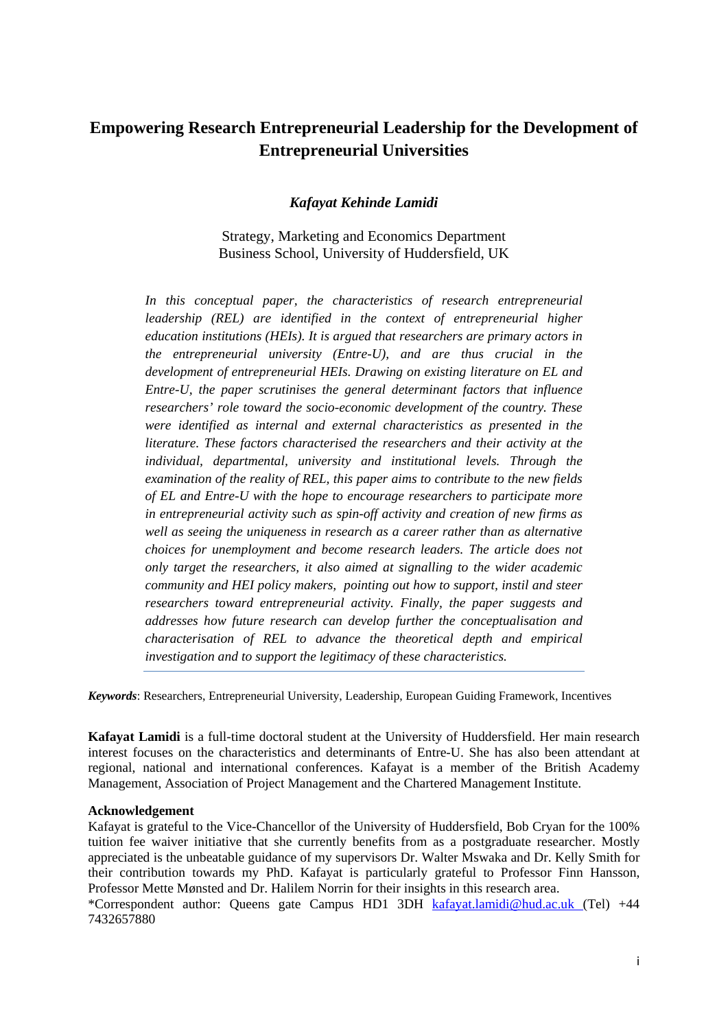# Empowering Research Entrepreneurial Leadership for the Development of Entrepreneurial Universities

***Kafayat Kehinde Lamidi***

Strategy, Marketing and Economics Department
Business School, University of Huddersfield, UK

*In this conceptual paper, the characteristics of research entrepreneurial leadership (REL) are identified in the context of entrepreneurial higher education institutions (HEIs). It is argued that researchers are primary actors in the entrepreneurial university (Entre-U), and are thus crucial in the development of entrepreneurial HEIs. Drawing on existing literature on EL and Entre-U, the paper scrutinises the general determinant factors that influence researchers' role toward the socio-economic development of the country. These were identified as internal and external characteristics as presented in the literature. These factors characterised the researchers and their activity at the individual, departmental, university and institutional levels. Through the examination of the reality of REL, this paper aims to contribute to the new fields of EL and Entre-U with the hope to encourage researchers to participate more in entrepreneurial activity such as spin-off activity and creation of new firms as well as seeing the uniqueness in research as a career rather than as alternative choices for unemployment and become research leaders. The article does not only target the researchers, it also aimed at signalling to the wider academic community and HEI policy makers, pointing out how to support, instil and steer researchers toward entrepreneurial activity. Finally, the paper suggests and addresses how future research can develop further the conceptualisation and characterisation of REL to advance the theoretical depth and empirical investigation and to support the legitimacy of these characteristics.*

***Keywords***: Researchers, Entrepreneurial University, Leadership, European Guiding Framework, Incentives

**Kafayat Lamidi** is a full-time doctoral student at the University of Huddersfield. Her main research interest focuses on the characteristics and determinants of Entre-U. She has also been attendant at regional, national and international conferences. Kafayat is a member of the British Academy Management, Association of Project Management and the Chartered Management Institute.

**Acknowledgement**

Kafayat is grateful to the Vice-Chancellor of the University of Huddersfield, Bob Cryan for the 100% tuition fee waiver initiative that she currently benefits from as a postgraduate researcher. Mostly appreciated is the unbeatable guidance of my supervisors Dr. Walter Mswaka and Dr. Kelly Smith for their contribution towards my PhD. Kafayat is particularly grateful to Professor Finn Hansson, Professor Mette Mønsted and Dr. Halilem Norrin for their insights in this research area.

*Correspondent author: Queens gate Campus HD1 3DH kafayat.lamidi@hud.ac.uk (Tel) +44 7432657880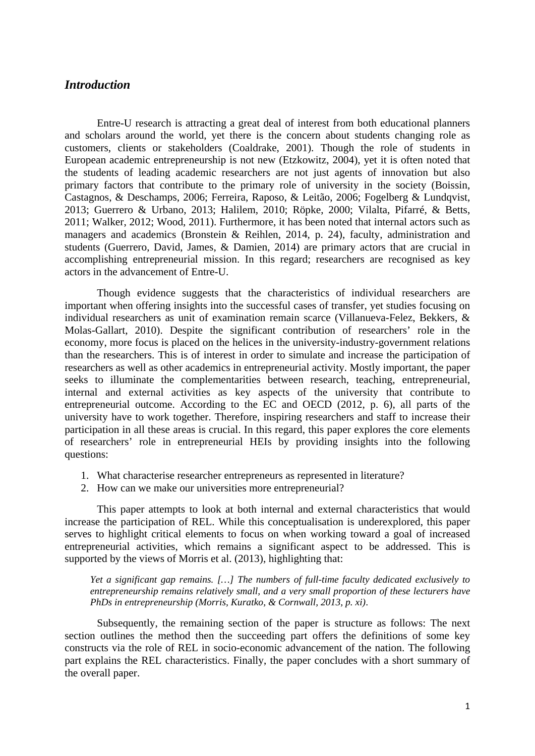## *Introduction*

Entre-U research is attracting a great deal of interest from both educational planners and scholars around the world, yet there is the concern about students changing role as customers, clients or stakeholders (Coaldrake, 2001). Though the role of students in European academic entrepreneurship is not new (Etzkowitz, 2004), yet it is often noted that the students of leading academic researchers are not just agents of innovation but also primary factors that contribute to the primary role of university in the society (Boissin, Castagnos, & Deschamps, 2006; Ferreira, Raposo, & Leitão, 2006; Fogelberg & Lundqvist, 2013; Guerrero & Urbano, 2013; Halilem, 2010; Röpke, 2000; Vilalta, Pifarré, & Betts, 2011; Walker, 2012; Wood, 2011). Furthermore, it has been noted that internal actors such as managers and academics (Bronstein & Reihlen, 2014, p. 24), faculty, administration and students (Guerrero, David, James, & Damien, 2014) are primary actors that are crucial in accomplishing entrepreneurial mission. In this regard; researchers are recognised as key actors in the advancement of Entre-U.

Though evidence suggests that the characteristics of individual researchers are important when offering insights into the successful cases of transfer, yet studies focusing on individual researchers as unit of examination remain scarce (Villanueva-Felez, Bekkers, & Molas-Gallart, 2010). Despite the significant contribution of researchers' role in the economy, more focus is placed on the helices in the university-industry-government relations than the researchers. This is of interest in order to simulate and increase the participation of researchers as well as other academics in entrepreneurial activity. Mostly important, the paper seeks to illuminate the complementarities between research, teaching, entrepreneurial, internal and external activities as key aspects of the university that contribute to entrepreneurial outcome. According to the EC and OECD (2012, p. 6), all parts of the university have to work together. Therefore, inspiring researchers and staff to increase their participation in all these areas is crucial. In this regard, this paper explores the core elements of researchers' role in entrepreneurial HEIs by providing insights into the following questions:

1. What characterise researcher entrepreneurs as represented in literature?
2. How can we make our universities more entrepreneurial?

This paper attempts to look at both internal and external characteristics that would increase the participation of REL. While this conceptualisation is underexplored, this paper serves to highlight critical elements to focus on when working toward a goal of increased entrepreneurial activities, which remains a significant aspect to be addressed. This is supported by the views of Morris et al. (2013), highlighting that:

> *Yet a significant gap remains. […] The numbers of full-time faculty dedicated exclusively to entrepreneurship remains relatively small, and a very small proportion of these lecturers have PhDs in entrepreneurship (Morris, Kuratko, & Cornwall, 2013, p. xi).*

Subsequently, the remaining section of the paper is structure as follows: The next section outlines the method then the succeeding part offers the definitions of some key constructs via the role of REL in socio-economic advancement of the nation. The following part explains the REL characteristics. Finally, the paper concludes with a short summary of the overall paper.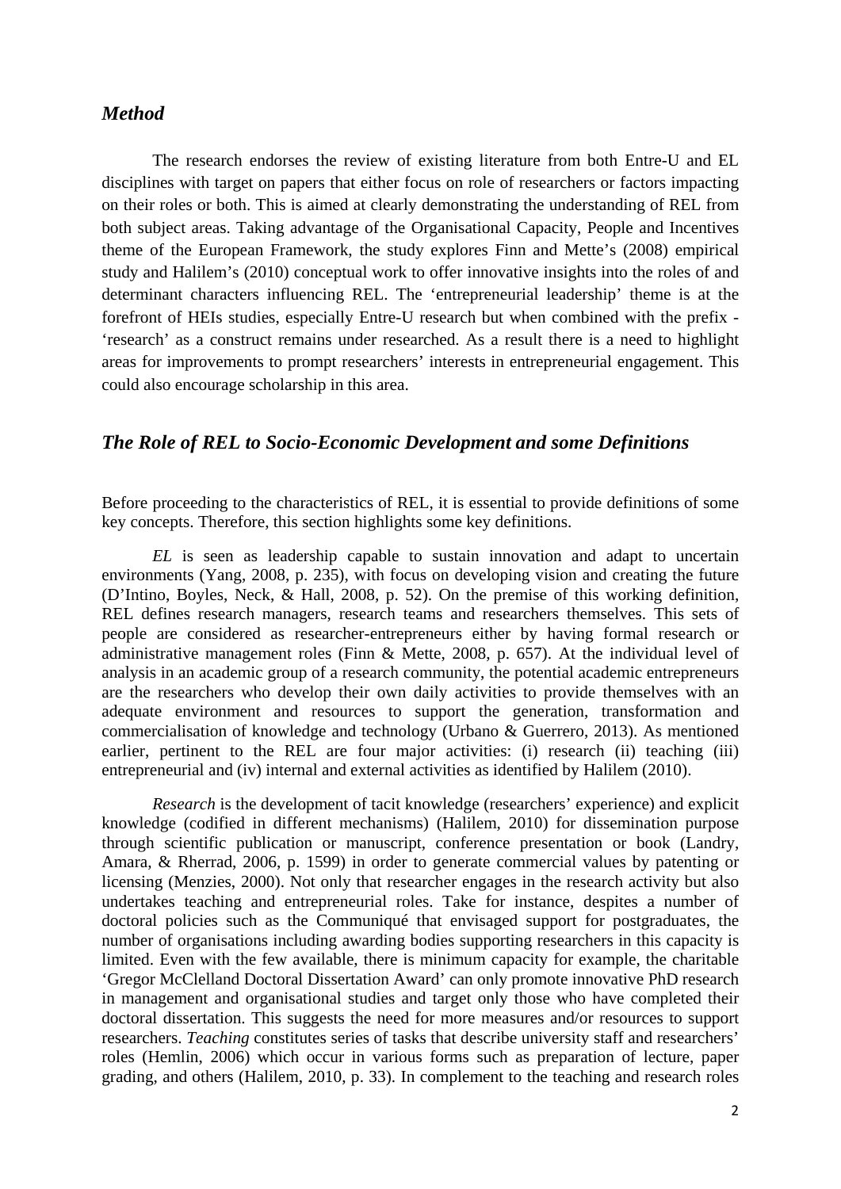## *Method*

The research endorses the review of existing literature from both Entre-U and EL disciplines with target on papers that either focus on role of researchers or factors impacting on their roles or both. This is aimed at clearly demonstrating the understanding of REL from both subject areas. Taking advantage of the Organisational Capacity, People and Incentives theme of the European Framework, the study explores Finn and Mette's (2008) empirical study and Halilem's (2010) conceptual work to offer innovative insights into the roles of and determinant characters influencing REL. The 'entrepreneurial leadership' theme is at the forefront of HEIs studies, especially Entre-U research but when combined with the prefix - 'research' as a construct remains under researched. As a result there is a need to highlight areas for improvements to prompt researchers' interests in entrepreneurial engagement. This could also encourage scholarship in this area.

## *The Role of REL to Socio-Economic Development and some Definitions*

Before proceeding to the characteristics of REL, it is essential to provide definitions of some key concepts. Therefore, this section highlights some key definitions.

*EL* is seen as leadership capable to sustain innovation and adapt to uncertain environments (Yang, 2008, p. 235), with focus on developing vision and creating the future (D'Intino, Boyles, Neck, & Hall, 2008, p. 52). On the premise of this working definition, REL defines research managers, research teams and researchers themselves. This sets of people are considered as researcher-entrepreneurs either by having formal research or administrative management roles (Finn & Mette, 2008, p. 657). At the individual level of analysis in an academic group of a research community, the potential academic entrepreneurs are the researchers who develop their own daily activities to provide themselves with an adequate environment and resources to support the generation, transformation and commercialisation of knowledge and technology (Urbano & Guerrero, 2013). As mentioned earlier, pertinent to the REL are four major activities: (i) research (ii) teaching (iii) entrepreneurial and (iv) internal and external activities as identified by Halilem (2010).

*Research* is the development of tacit knowledge (researchers' experience) and explicit knowledge (codified in different mechanisms) (Halilem, 2010) for dissemination purpose through scientific publication or manuscript, conference presentation or book (Landry, Amara, & Rherrad, 2006, p. 1599) in order to generate commercial values by patenting or licensing (Menzies, 2000). Not only that researcher engages in the research activity but also undertakes teaching and entrepreneurial roles. Take for instance, despites a number of doctoral policies such as the Communiqué that envisaged support for postgraduates, the number of organisations including awarding bodies supporting researchers in this capacity is limited. Even with the few available, there is minimum capacity for example, the charitable 'Gregor McClelland Doctoral Dissertation Award' can only promote innovative PhD research in management and organisational studies and target only those who have completed their doctoral dissertation. This suggests the need for more measures and/or resources to support researchers. *Teaching* constitutes series of tasks that describe university staff and researchers' roles (Hemlin, 2006) which occur in various forms such as preparation of lecture, paper grading, and others (Halilem, 2010, p. 33). In complement to the teaching and research roles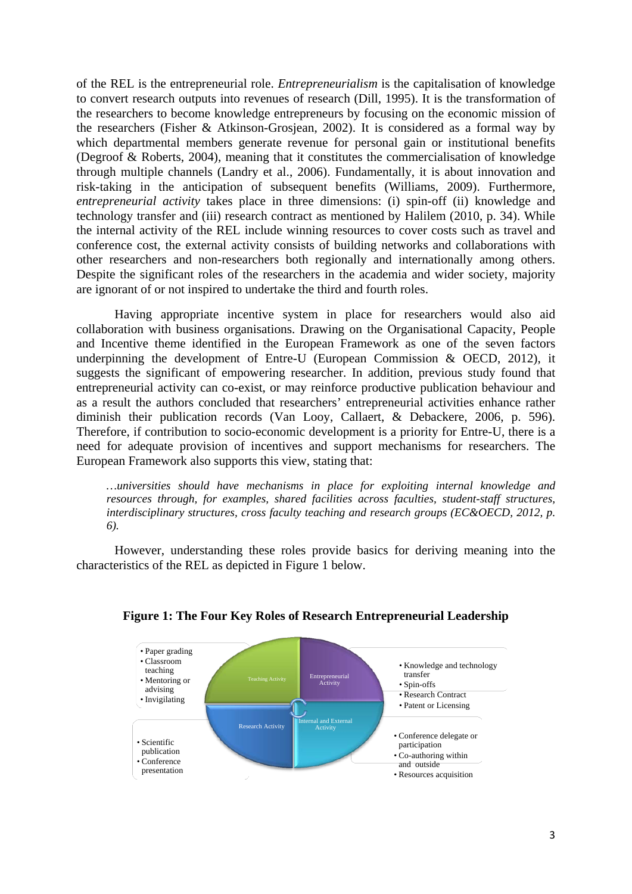of the REL is the entrepreneurial role. *Entrepreneurialism* is the capitalisation of knowledge to convert research outputs into revenues of research (Dill, 1995). It is the transformation of the researchers to become knowledge entrepreneurs by focusing on the economic mission of the researchers (Fisher & Atkinson-Grosjean, 2002). It is considered as a formal way by which departmental members generate revenue for personal gain or institutional benefits (Degroof & Roberts, 2004), meaning that it constitutes the commercialisation of knowledge through multiple channels (Landry et al., 2006). Fundamentally, it is about innovation and risk-taking in the anticipation of subsequent benefits (Williams, 2009). Furthermore, *entrepreneurial activity* takes place in three dimensions: (i) spin-off (ii) knowledge and technology transfer and (iii) research contract as mentioned by Halilem (2010, p. 34). While the internal activity of the REL include winning resources to cover costs such as travel and conference cost, the external activity consists of building networks and collaborations with other researchers and non-researchers both regionally and internationally among others. Despite the significant roles of the researchers in the academia and wider society, majority are ignorant of or not inspired to undertake the third and fourth roles.

Having appropriate incentive system in place for researchers would also aid collaboration with business organisations. Drawing on the Organisational Capacity, People and Incentive theme identified in the European Framework as one of the seven factors underpinning the development of Entre-U (European Commission & OECD, 2012), it suggests the significant of empowering researcher. In addition, previous study found that entrepreneurial activity can co-exist, or may reinforce productive publication behaviour and as a result the authors concluded that researchers' entrepreneurial activities enhance rather diminish their publication records (Van Looy, Callaert, & Debackere, 2006, p. 596). Therefore, if contribution to socio-economic development is a priority for Entre-U, there is a need for adequate provision of incentives and support mechanisms for researchers. The European Framework also supports this view, stating that:

> *…universities should have mechanisms in place for exploiting internal knowledge and resources through, for examples, shared facilities across faculties, student-staff structures, interdisciplinary structures, cross faculty teaching and research groups (EC&OECD, 2012, p. 6).*

However, understanding these roles provide basics for deriving meaning into the characteristics of the REL as depicted in Figure 1 below.

**Figure 1: The Four Key Roles of Research Entrepreneurial Leadership**

- Teaching Activity
  - Paper grading
  - Classroom teaching
  - Mentoring or advising
  - Invigilating
- Entrepreneurial Activity
  - Knowledge and technology transfer
  - Spin-offs
  - Research Contract
  - Patent or Licensing
- Research Activity
  - Scientific publication
  - Conference presentation
- Internal and External Activity
  - Conference delegate or participation
  - Co-authoring within and outside
  - Resources acquisition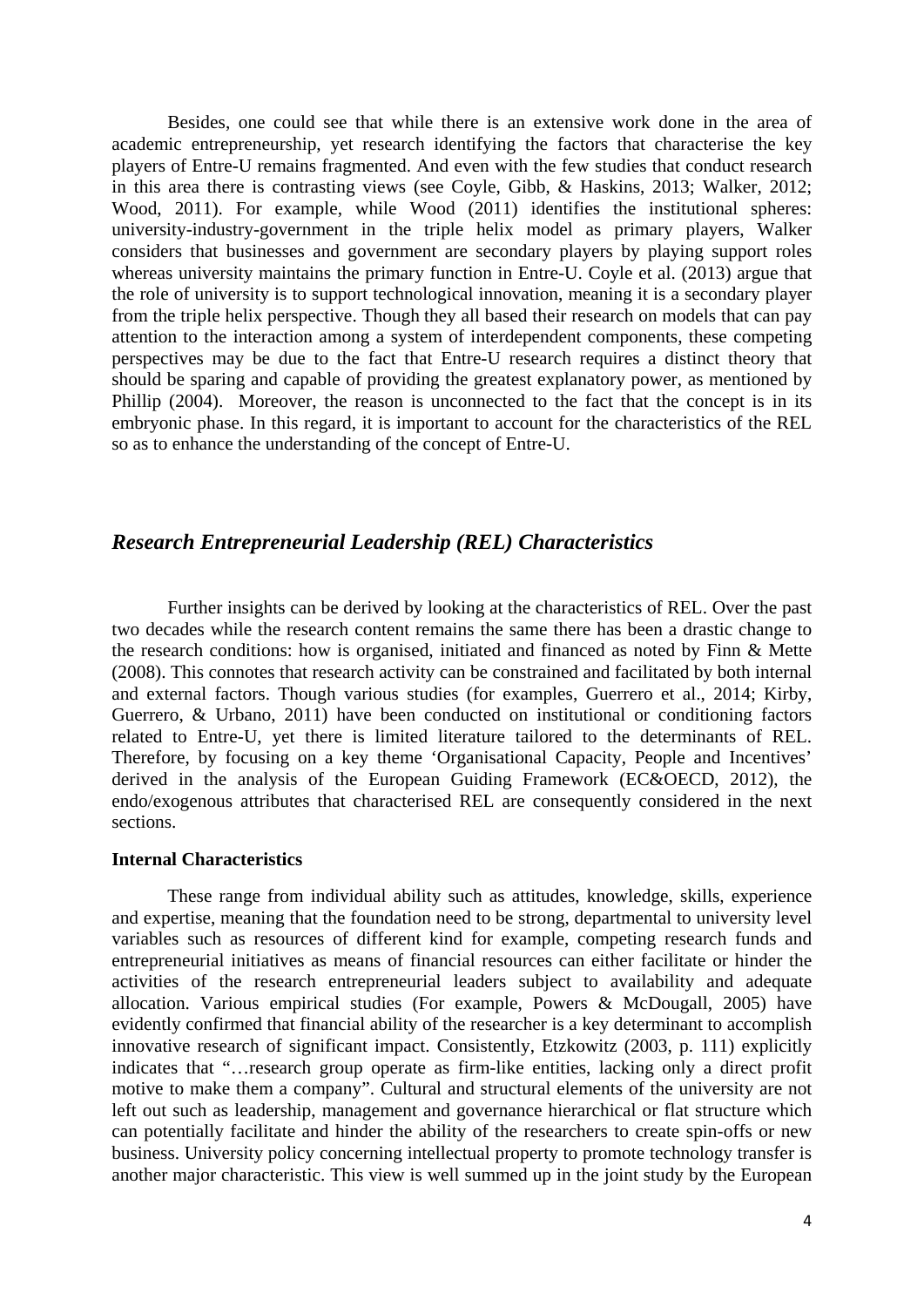Besides, one could see that while there is an extensive work done in the area of academic entrepreneurship, yet research identifying the factors that characterise the key players of Entre-U remains fragmented. And even with the few studies that conduct research in this area there is contrasting views (see Coyle, Gibb, & Haskins, 2013; Walker, 2012; Wood, 2011). For example, while Wood (2011) identifies the institutional spheres: university-industry-government in the triple helix model as primary players, Walker considers that businesses and government are secondary players by playing support roles whereas university maintains the primary function in Entre-U. Coyle et al. (2013) argue that the role of university is to support technological innovation, meaning it is a secondary player from the triple helix perspective. Though they all based their research on models that can pay attention to the interaction among a system of interdependent components, these competing perspectives may be due to the fact that Entre-U research requires a distinct theory that should be sparing and capable of providing the greatest explanatory power, as mentioned by Phillip (2004). Moreover, the reason is unconnected to the fact that the concept is in its embryonic phase. In this regard, it is important to account for the characteristics of the REL so as to enhance the understanding of the concept of Entre-U.

## *Research Entrepreneurial Leadership (REL) Characteristics*

Further insights can be derived by looking at the characteristics of REL. Over the past two decades while the research content remains the same there has been a drastic change to the research conditions: how is organised, initiated and financed as noted by Finn & Mette (2008). This connotes that research activity can be constrained and facilitated by both internal and external factors. Though various studies (for examples, Guerrero et al., 2014; Kirby, Guerrero, & Urbano, 2011) have been conducted on institutional or conditioning factors related to Entre-U, yet there is limited literature tailored to the determinants of REL. Therefore, by focusing on a key theme 'Organisational Capacity, People and Incentives' derived in the analysis of the European Guiding Framework (EC&OECD, 2012), the endo/exogenous attributes that characterised REL are consequently considered in the next sections.

### Internal Characteristics

These range from individual ability such as attitudes, knowledge, skills, experience and expertise, meaning that the foundation need to be strong, departmental to university level variables such as resources of different kind for example, competing research funds and entrepreneurial initiatives as means of financial resources can either facilitate or hinder the activities of the research entrepreneurial leaders subject to availability and adequate allocation. Various empirical studies (For example, Powers & McDougall, 2005) have evidently confirmed that financial ability of the researcher is a key determinant to accomplish innovative research of significant impact. Consistently, Etzkowitz (2003, p. 111) explicitly indicates that "…research group operate as firm-like entities, lacking only a direct profit motive to make them a company". Cultural and structural elements of the university are not left out such as leadership, management and governance hierarchical or flat structure which can potentially facilitate and hinder the ability of the researchers to create spin-offs or new business. University policy concerning intellectual property to promote technology transfer is another major characteristic. This view is well summed up in the joint study by the European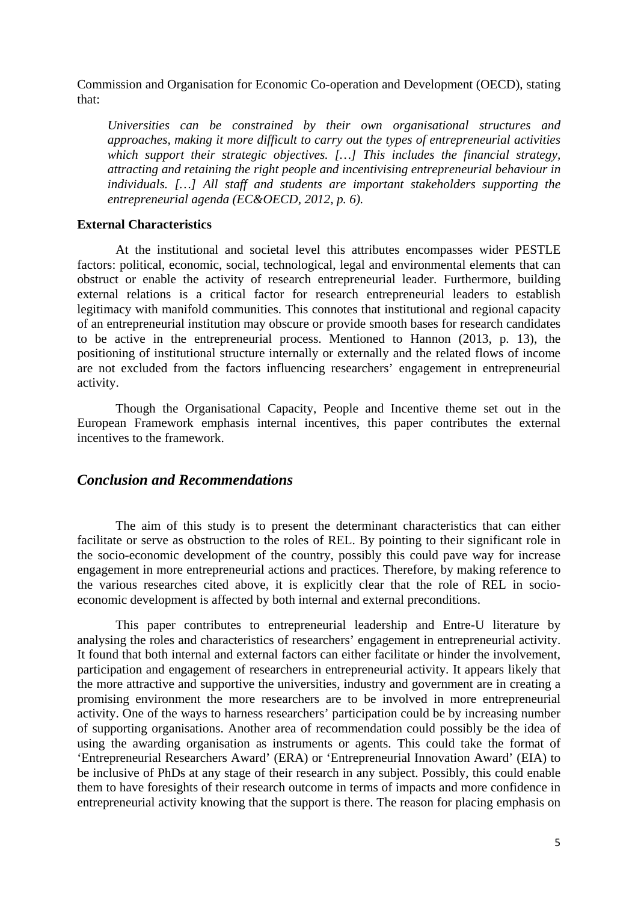Commission and Organisation for Economic Co-operation and Development (OECD), stating that:

> *Universities can be constrained by their own organisational structures and approaches, making it more difficult to carry out the types of entrepreneurial activities which support their strategic objectives. […] This includes the financial strategy, attracting and retaining the right people and incentivising entrepreneurial behaviour in individuals. […] All staff and students are important stakeholders supporting the entrepreneurial agenda (EC&OECD, 2012, p. 6).*

**External Characteristics**

At the institutional and societal level this attributes encompasses wider PESTLE factors: political, economic, social, technological, legal and environmental elements that can obstruct or enable the activity of research entrepreneurial leader. Furthermore, building external relations is a critical factor for research entrepreneurial leaders to establish legitimacy with manifold communities. This connotes that institutional and regional capacity of an entrepreneurial institution may obscure or provide smooth bases for research candidates to be active in the entrepreneurial process. Mentioned to Hannon (2013, p. 13), the positioning of institutional structure internally or externally and the related flows of income are not excluded from the factors influencing researchers' engagement in entrepreneurial activity.

Though the Organisational Capacity, People and Incentive theme set out in the European Framework emphasis internal incentives, this paper contributes the external incentives to the framework.

## *Conclusion and Recommendations*

The aim of this study is to present the determinant characteristics that can either facilitate or serve as obstruction to the roles of REL. By pointing to their significant role in the socio-economic development of the country, possibly this could pave way for increase engagement in more entrepreneurial actions and practices. Therefore, by making reference to the various researches cited above, it is explicitly clear that the role of REL in socio-economic development is affected by both internal and external preconditions.

This paper contributes to entrepreneurial leadership and Entre-U literature by analysing the roles and characteristics of researchers' engagement in entrepreneurial activity. It found that both internal and external factors can either facilitate or hinder the involvement, participation and engagement of researchers in entrepreneurial activity. It appears likely that the more attractive and supportive the universities, industry and government are in creating a promising environment the more researchers are to be involved in more entrepreneurial activity. One of the ways to harness researchers' participation could be by increasing number of supporting organisations. Another area of recommendation could possibly be the idea of using the awarding organisation as instruments or agents. This could take the format of 'Entrepreneurial Researchers Award' (ERA) or 'Entrepreneurial Innovation Award' (EIA) to be inclusive of PhDs at any stage of their research in any subject. Possibly, this could enable them to have foresights of their research outcome in terms of impacts and more confidence in entrepreneurial activity knowing that the support is there. The reason for placing emphasis on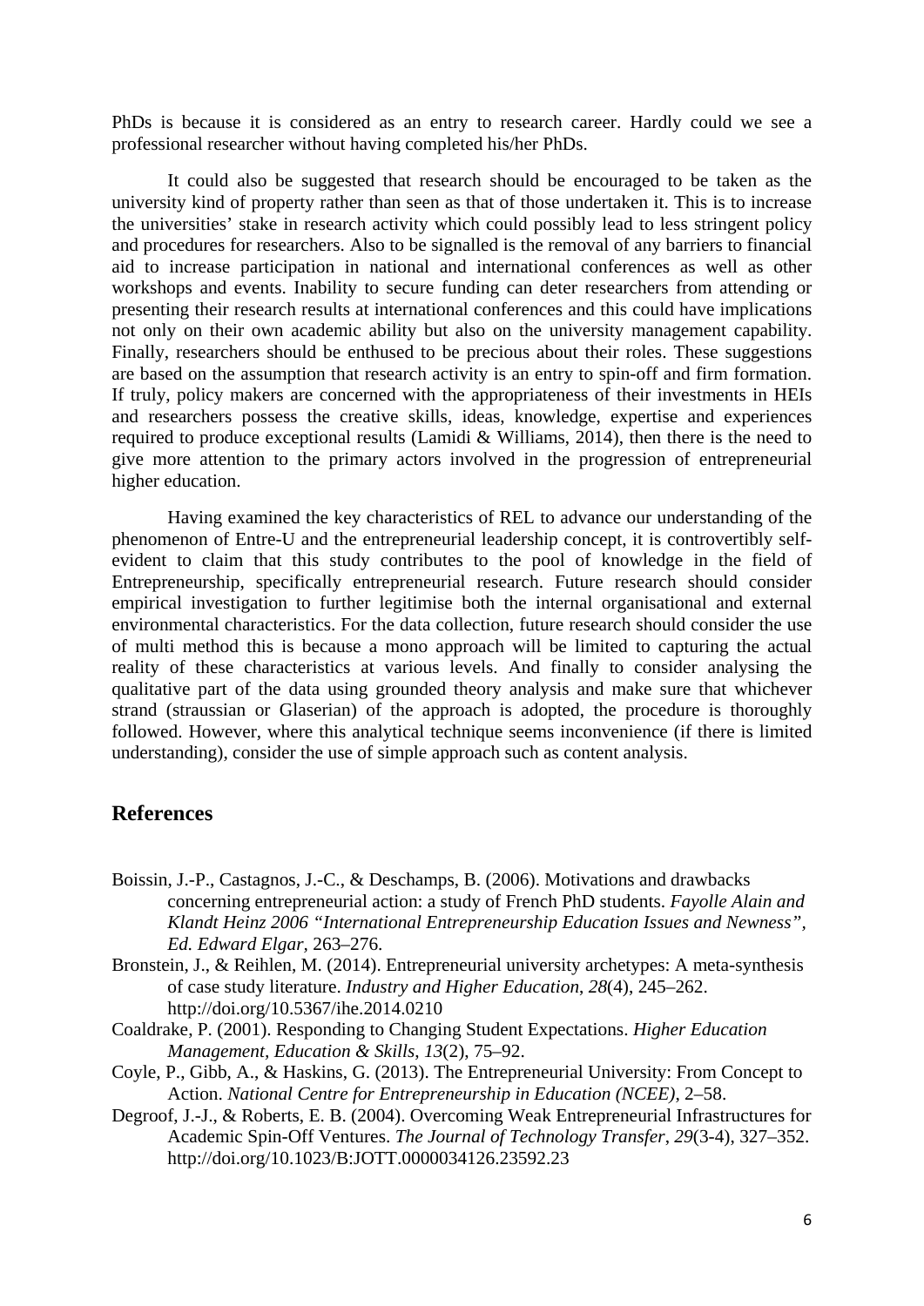PhDs is because it is considered as an entry to research career. Hardly could we see a professional researcher without having completed his/her PhDs.

It could also be suggested that research should be encouraged to be taken as the university kind of property rather than seen as that of those undertaken it. This is to increase the universities' stake in research activity which could possibly lead to less stringent policy and procedures for researchers. Also to be signalled is the removal of any barriers to financial aid to increase participation in national and international conferences as well as other workshops and events. Inability to secure funding can deter researchers from attending or presenting their research results at international conferences and this could have implications not only on their own academic ability but also on the university management capability. Finally, researchers should be enthused to be precious about their roles. These suggestions are based on the assumption that research activity is an entry to spin-off and firm formation. If truly, policy makers are concerned with the appropriateness of their investments in HEIs and researchers possess the creative skills, ideas, knowledge, expertise and experiences required to produce exceptional results (Lamidi & Williams, 2014), then there is the need to give more attention to the primary actors involved in the progression of entrepreneurial higher education.

Having examined the key characteristics of REL to advance our understanding of the phenomenon of Entre-U and the entrepreneurial leadership concept, it is controvertibly self-evident to claim that this study contributes to the pool of knowledge in the field of Entrepreneurship, specifically entrepreneurial research. Future research should consider empirical investigation to further legitimise both the internal organisational and external environmental characteristics. For the data collection, future research should consider the use of multi method this is because a mono approach will be limited to capturing the actual reality of these characteristics at various levels. And finally to consider analysing the qualitative part of the data using grounded theory analysis and make sure that whichever strand (straussian or Glaserian) of the approach is adopted, the procedure is thoroughly followed. However, where this analytical technique seems inconvenience (if there is limited understanding), consider the use of simple approach such as content analysis.

## References

Boissin, J.-P., Castagnos, J.-C., & Deschamps, B. (2006). Motivations and drawbacks concerning entrepreneurial action: a study of French PhD students. *Fayolle Alain and Klandt Heinz 2006 "International Entrepreneurship Education Issues and Newness", Ed. Edward Elgar*, 263–276.

Bronstein, J., & Reihlen, M. (2014). Entrepreneurial university archetypes: A meta-synthesis of case study literature. *Industry and Higher Education*, *28*(4), 245–262. http://doi.org/10.5367/ihe.2014.0210

Coaldrake, P. (2001). Responding to Changing Student Expectations. *Higher Education Management, Education & Skills*, *13*(2), 75–92.

Coyle, P., Gibb, A., & Haskins, G. (2013). The Entrepreneurial University: From Concept to Action. *National Centre for Entrepreneurship in Education (NCEE)*, 2–58.

Degroof, J.-J., & Roberts, E. B. (2004). Overcoming Weak Entrepreneurial Infrastructures for Academic Spin-Off Ventures. *The Journal of Technology Transfer*, *29*(3-4), 327–352. http://doi.org/10.1023/B:JOTT.0000034126.23592.23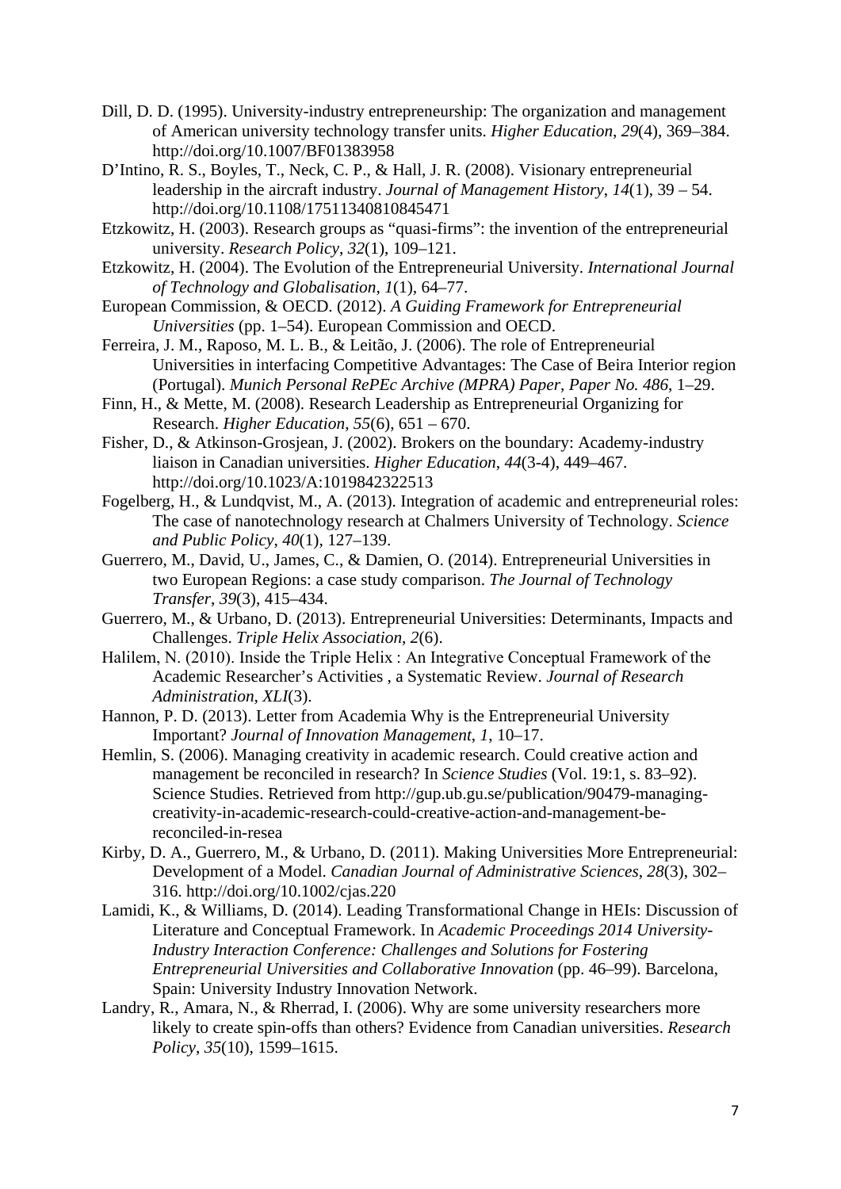Dill, D. D. (1995). University-industry entrepreneurship: The organization and management of American university technology transfer units. *Higher Education*, *29*(4), 369–384. http://doi.org/10.1007/BF01383958

D'Intino, R. S., Boyles, T., Neck, C. P., & Hall, J. R. (2008). Visionary entrepreneurial leadership in the aircraft industry. *Journal of Management History*, *14*(1), 39 – 54. http://doi.org/10.1108/17511340810845471

Etzkowitz, H. (2003). Research groups as "quasi-firms": the invention of the entrepreneurial university. *Research Policy*, *32*(1), 109–121.

Etzkowitz, H. (2004). The Evolution of the Entrepreneurial University. *International Journal of Technology and Globalisation*, *1*(1), 64–77.

European Commission, & OECD. (2012). *A Guiding Framework for Entrepreneurial Universities* (pp. 1–54). European Commission and OECD.

Ferreira, J. M., Raposo, M. L. B., & Leitão, J. (2006). The role of Entrepreneurial Universities in interfacing Competitive Advantages: The Case of Beira Interior region (Portugal). *Munich Personal RePEc Archive (MPRA) Paper*, *Paper No. 486*, 1–29.

Finn, H., & Mette, M. (2008). Research Leadership as Entrepreneurial Organizing for Research. *Higher Education*, *55*(6), 651 – 670.

Fisher, D., & Atkinson-Grosjean, J. (2002). Brokers on the boundary: Academy-industry liaison in Canadian universities. *Higher Education*, *44*(3-4), 449–467. http://doi.org/10.1023/A:1019842322513

Fogelberg, H., & Lundqvist, M., A. (2013). Integration of academic and entrepreneurial roles: The case of nanotechnology research at Chalmers University of Technology. *Science and Public Policy*, *40*(1), 127–139.

Guerrero, M., David, U., James, C., & Damien, O. (2014). Entrepreneurial Universities in two European Regions: a case study comparison. *The Journal of Technology Transfer*, *39*(3), 415–434.

Guerrero, M., & Urbano, D. (2013). Entrepreneurial Universities: Determinants, Impacts and Challenges. *Triple Helix Association*, *2*(6).

Halilem, N. (2010). Inside the Triple Helix : An Integrative Conceptual Framework of the Academic Researcher's Activities , a Systematic Review. *Journal of Research Administration*, *XLI*(3).

Hannon, P. D. (2013). Letter from Academia Why is the Entrepreneurial University Important? *Journal of Innovation Management*, *1*, 10–17.

Hemlin, S. (2006). Managing creativity in academic research. Could creative action and management be reconciled in research? In *Science Studies* (Vol. 19:1, s. 83–92). Science Studies. Retrieved from http://gup.ub.gu.se/publication/90479-managing-creativity-in-academic-research-could-creative-action-and-management-be-reconciled-in-resea

Kirby, D. A., Guerrero, M., & Urbano, D. (2011). Making Universities More Entrepreneurial: Development of a Model. *Canadian Journal of Administrative Sciences*, *28*(3), 302–316. http://doi.org/10.1002/cjas.220

Lamidi, K., & Williams, D. (2014). Leading Transformational Change in HEIs: Discussion of Literature and Conceptual Framework. In *Academic Proceedings 2014 University-Industry Interaction Conference: Challenges and Solutions for Fostering Entrepreneurial Universities and Collaborative Innovation* (pp. 46–99). Barcelona, Spain: University Industry Innovation Network.

Landry, R., Amara, N., & Rherrad, I. (2006). Why are some university researchers more likely to create spin-offs than others? Evidence from Canadian universities. *Research Policy*, *35*(10), 1599–1615.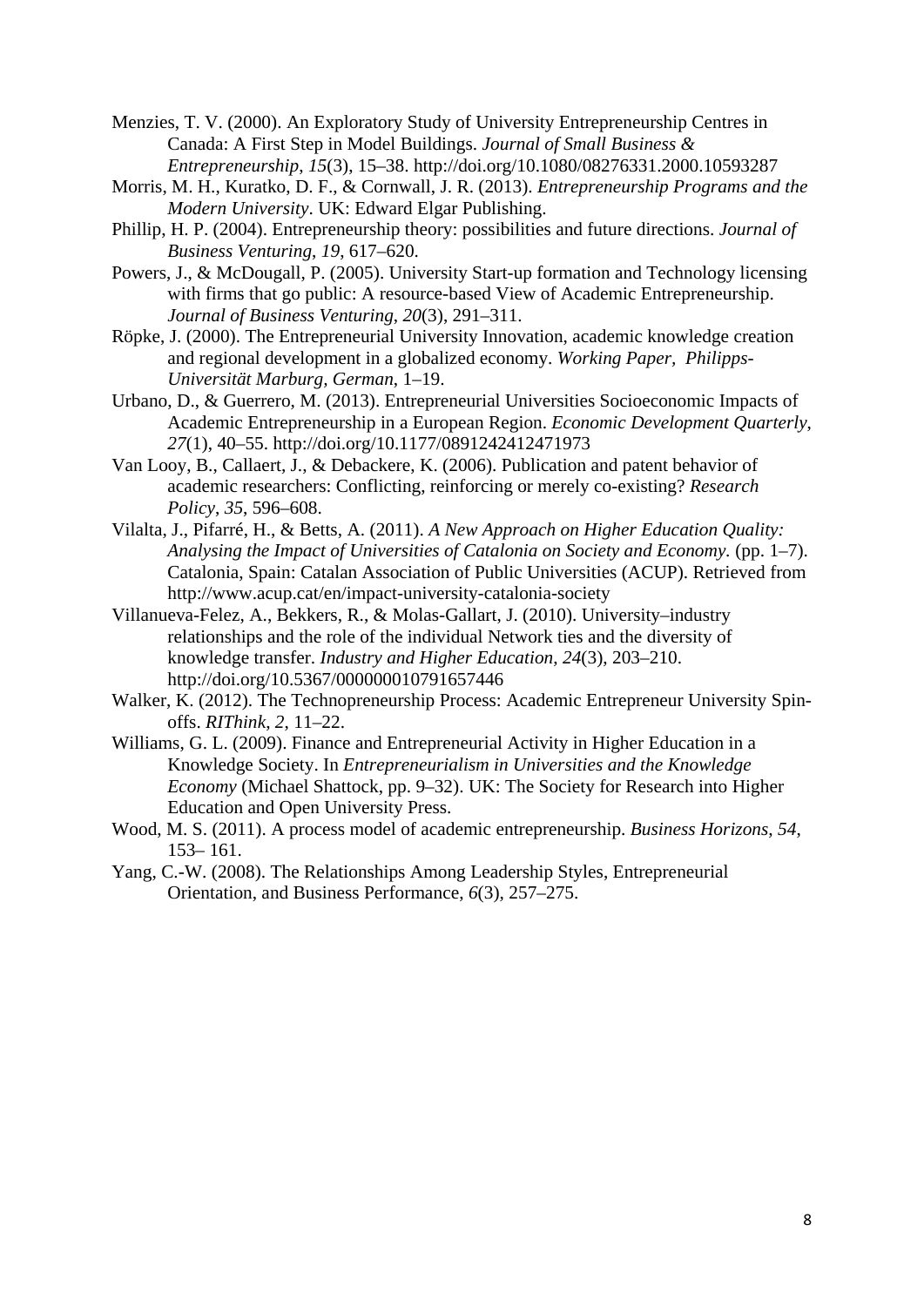Menzies, T. V. (2000). An Exploratory Study of University Entrepreneurship Centres in Canada: A First Step in Model Buildings. *Journal of Small Business & Entrepreneurship*, *15*(3), 15–38. http://doi.org/10.1080/08276331.2000.10593287

Morris, M. H., Kuratko, D. F., & Cornwall, J. R. (2013). *Entrepreneurship Programs and the Modern University*. UK: Edward Elgar Publishing.

Phillip, H. P. (2004). Entrepreneurship theory: possibilities and future directions. *Journal of Business Venturing*, *19*, 617–620.

Powers, J., & McDougall, P. (2005). University Start-up formation and Technology licensing with firms that go public: A resource-based View of Academic Entrepreneurship. *Journal of Business Venturing*, *20*(3), 291–311.

Röpke, J. (2000). The Entrepreneurial University Innovation, academic knowledge creation and regional development in a globalized economy. *Working Paper, Philipps-Universität Marburg, German*, 1–19.

Urbano, D., & Guerrero, M. (2013). Entrepreneurial Universities Socioeconomic Impacts of Academic Entrepreneurship in a European Region. *Economic Development Quarterly*, *27*(1), 40–55. http://doi.org/10.1177/0891242412471973

Van Looy, B., Callaert, J., & Debackere, K. (2006). Publication and patent behavior of academic researchers: Conflicting, reinforcing or merely co-existing? *Research Policy*, *35*, 596–608.

Vilalta, J., Pifarré, H., & Betts, A. (2011). *A New Approach on Higher Education Quality: Analysing the Impact of Universities of Catalonia on Society and Economy.* (pp. 1–7). Catalonia, Spain: Catalan Association of Public Universities (ACUP). Retrieved from http://www.acup.cat/en/impact-university-catalonia-society

Villanueva-Felez, A., Bekkers, R., & Molas-Gallart, J. (2010). University–industry relationships and the role of the individual Network ties and the diversity of knowledge transfer. *Industry and Higher Education*, *24*(3), 203–210. http://doi.org/10.5367/000000010791657446

Walker, K. (2012). The Technopreneurship Process: Academic Entrepreneur University Spin-offs. *RIThink*, *2*, 11–22.

Williams, G. L. (2009). Finance and Entrepreneurial Activity in Higher Education in a Knowledge Society. In *Entrepreneurialism in Universities and the Knowledge Economy* (Michael Shattock, pp. 9–32). UK: The Society for Research into Higher Education and Open University Press.

Wood, M. S. (2011). A process model of academic entrepreneurship. *Business Horizons*, *54*, 153– 161.

Yang, C.-W. (2008). The Relationships Among Leadership Styles, Entrepreneurial Orientation, and Business Performance, *6*(3), 257–275.